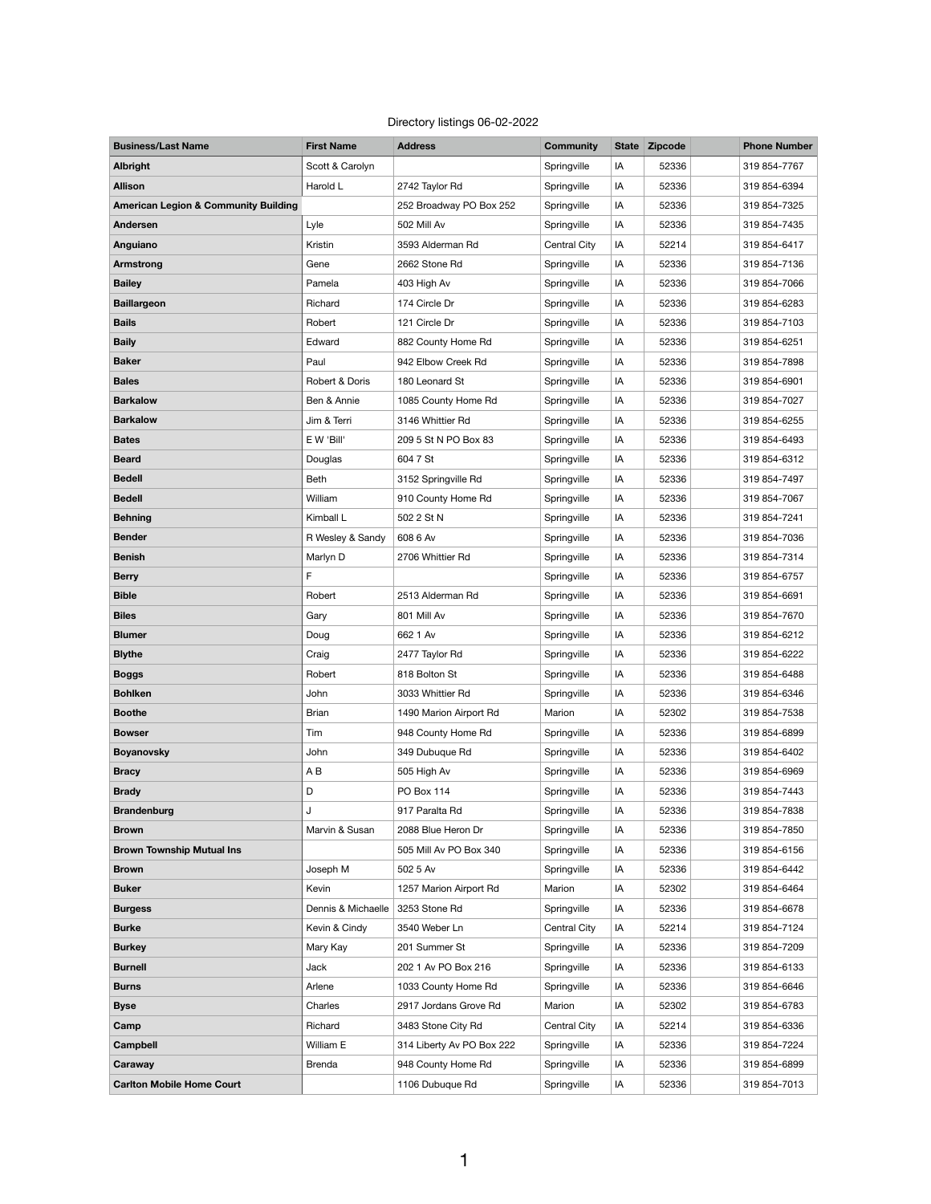Directory listings 06-02-2022

| Business/Last Name | First Name | Address | Community | State | Zipcode | | Phone Number |
|---|---|---|---|---|---|---|---|
| **Albright** | Scott & Carolyn | | Springville | IA | 52336 | | 319 854-7767 |
| **Allison** | Harold L | 2742 Taylor Rd | Springville | IA | 52336 | | 319 854-6394 |
| **American Legion & Community Building** | | 252 Broadway PO Box 252 | Springville | IA | 52336 | | 319 854-7325 |
| **Andersen** | Lyle | 502 Mill Av | Springville | IA | 52336 | | 319 854-7435 |
| **Anguiano** | Kristin | 3593 Alderman Rd | Central City | IA | 52214 | | 319 854-6417 |
| **Armstrong** | Gene | 2662 Stone Rd | Springville | IA | 52336 | | 319 854-7136 |
| **Bailey** | Pamela | 403 High Av | Springville | IA | 52336 | | 319 854-7066 |
| **Baillargeon** | Richard | 174 Circle Dr | Springville | IA | 52336 | | 319 854-6283 |
| **Bails** | Robert | 121 Circle Dr | Springville | IA | 52336 | | 319 854-7103 |
| **Baily** | Edward | 882 County Home Rd | Springville | IA | 52336 | | 319 854-6251 |
| **Baker** | Paul | 942 Elbow Creek Rd | Springville | IA | 52336 | | 319 854-7898 |
| **Bales** | Robert & Doris | 180 Leonard St | Springville | IA | 52336 | | 319 854-6901 |
| **Barkalow** | Ben & Annie | 1085 County Home Rd | Springville | IA | 52336 | | 319 854-7027 |
| **Barkalow** | Jim & Terri | 3146 Whittier Rd | Springville | IA | 52336 | | 319 854-6255 |
| **Bates** | E W 'Bill' | 209 5 St N PO Box 83 | Springville | IA | 52336 | | 319 854-6493 |
| **Beard** | Douglas | 604 7 St | Springville | IA | 52336 | | 319 854-6312 |
| **Bedell** | Beth | 3152 Springville Rd | Springville | IA | 52336 | | 319 854-7497 |
| **Bedell** | William | 910 County Home Rd | Springville | IA | 52336 | | 319 854-7067 |
| **Behning** | Kimball L | 502 2 St N | Springville | IA | 52336 | | 319 854-7241 |
| **Bender** | R Wesley & Sandy | 608 6 Av | Springville | IA | 52336 | | 319 854-7036 |
| **Benish** | Marlyn D | 2706 Whittier Rd | Springville | IA | 52336 | | 319 854-7314 |
| **Berry** | F | | Springville | IA | 52336 | | 319 854-6757 |
| **Bible** | Robert | 2513 Alderman Rd | Springville | IA | 52336 | | 319 854-6691 |
| **Biles** | Gary | 801 Mill Av | Springville | IA | 52336 | | 319 854-7670 |
| **Blumer** | Doug | 662 1 Av | Springville | IA | 52336 | | 319 854-6212 |
| **Blythe** | Craig | 2477 Taylor Rd | Springville | IA | 52336 | | 319 854-6222 |
| **Boggs** | Robert | 818 Bolton St | Springville | IA | 52336 | | 319 854-6488 |
| **Bohlken** | John | 3033 Whittier Rd | Springville | IA | 52336 | | 319 854-6346 |
| **Boothe** | Brian | 1490 Marion Airport Rd | Marion | IA | 52302 | | 319 854-7538 |
| **Bowser** | Tim | 948 County Home Rd | Springville | IA | 52336 | | 319 854-6899 |
| **Boyanovsky** | John | 349 Dubuque Rd | Springville | IA | 52336 | | 319 854-6402 |
| **Bracy** | A B | 505 High Av | Springville | IA | 52336 | | 319 854-6969 |
| **Brady** | D | PO Box 114 | Springville | IA | 52336 | | 319 854-7443 |
| **Brandenburg** | J | 917 Paralta Rd | Springville | IA | 52336 | | 319 854-7838 |
| **Brown** | Marvin & Susan | 2088 Blue Heron Dr | Springville | IA | 52336 | | 319 854-7850 |
| **Brown Township Mutual Ins** | | 505 Mill Av PO Box 340 | Springville | IA | 52336 | | 319 854-6156 |
| **Brown** | Joseph M | 502 5 Av | Springville | IA | 52336 | | 319 854-6442 |
| **Buker** | Kevin | 1257 Marion Airport Rd | Marion | IA | 52302 | | 319 854-6464 |
| **Burgess** | Dennis & Michaelle | 3253 Stone Rd | Springville | IA | 52336 | | 319 854-6678 |
| **Burke** | Kevin & Cindy | 3540 Weber Ln | Central City | IA | 52214 | | 319 854-7124 |
| **Burkey** | Mary Kay | 201 Summer St | Springville | IA | 52336 | | 319 854-7209 |
| **Burnell** | Jack | 202 1 Av PO Box 216 | Springville | IA | 52336 | | 319 854-6133 |
| **Burns** | Arlene | 1033 County Home Rd | Springville | IA | 52336 | | 319 854-6646 |
| **Byse** | Charles | 2917 Jordans Grove Rd | Marion | IA | 52302 | | 319 854-6783 |
| **Camp** | Richard | 3483 Stone City Rd | Central City | IA | 52214 | | 319 854-6336 |
| **Campbell** | William E | 314 Liberty Av PO Box 222 | Springville | IA | 52336 | | 319 854-7224 |
| **Caraway** | Brenda | 948 County Home Rd | Springville | IA | 52336 | | 319 854-6899 |
| **Carlton Mobile Home Court** | | 1106 Dubuque Rd | Springville | IA | 52336 | | 319 854-7013 |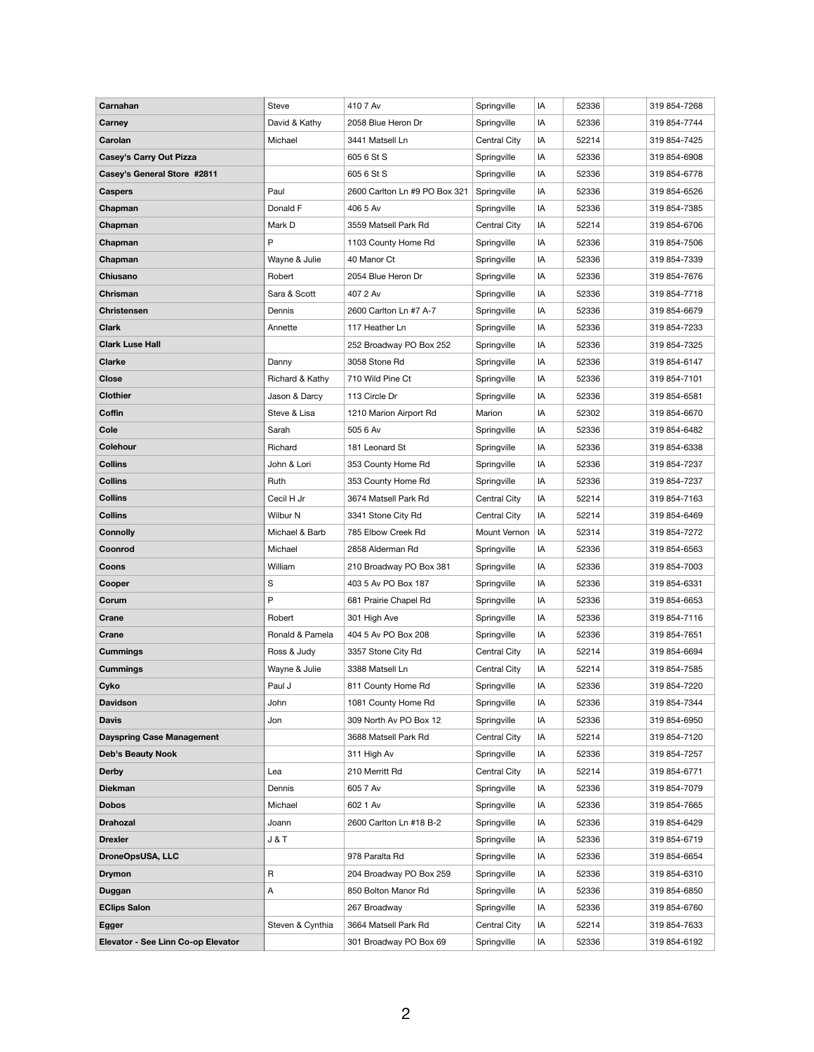| Carnahan | Steve | 410 7 Av | Springville | IA | 52336 | | 319 854-7268 |
|---|---|---|---|---|---|---|---|
| **Carney** | David & Kathy | 2058 Blue Heron Dr | Springville | IA | 52336 | | 319 854-7744 |
| **Carolan** | Michael | 3441 Matsell Ln | Central City | IA | 52214 | | 319 854-7425 |
| **Casey's Carry Out Pizza** | | 605 6 St S | Springville | IA | 52336 | | 319 854-6908 |
| **Casey's General Store #2811** | | 605 6 St S | Springville | IA | 52336 | | 319 854-6778 |
| **Caspers** | Paul | 2600 Carlton Ln #9 PO Box 321 | Springville | IA | 52336 | | 319 854-6526 |
| **Chapman** | Donald F | 406 5 Av | Springville | IA | 52336 | | 319 854-7385 |
| **Chapman** | Mark D | 3559 Matsell Park Rd | Central City | IA | 52214 | | 319 854-6706 |
| **Chapman** | P | 1103 County Home Rd | Springville | IA | 52336 | | 319 854-7506 |
| **Chapman** | Wayne & Julie | 40 Manor Ct | Springville | IA | 52336 | | 319 854-7339 |
| **Chiusano** | Robert | 2054 Blue Heron Dr | Springville | IA | 52336 | | 319 854-7676 |
| **Chrisman** | Sara & Scott | 407 2 Av | Springville | IA | 52336 | | 319 854-7718 |
| **Christensen** | Dennis | 2600 Carlton Ln #7 A-7 | Springville | IA | 52336 | | 319 854-6679 |
| **Clark** | Annette | 117 Heather Ln | Springville | IA | 52336 | | 319 854-7233 |
| **Clark Luse Hall** | | 252 Broadway PO Box 252 | Springville | IA | 52336 | | 319 854-7325 |
| **Clarke** | Danny | 3058 Stone Rd | Springville | IA | 52336 | | 319 854-6147 |
| **Close** | Richard & Kathy | 710 Wild Pine Ct | Springville | IA | 52336 | | 319 854-7101 |
| **Clothier** | Jason & Darcy | 113 Circle Dr | Springville | IA | 52336 | | 319 854-6581 |
| **Coffin** | Steve & Lisa | 1210 Marion Airport Rd | Marion | IA | 52302 | | 319 854-6670 |
| **Cole** | Sarah | 505 6 Av | Springville | IA | 52336 | | 319 854-6482 |
| **Colehour** | Richard | 181 Leonard St | Springville | IA | 52336 | | 319 854-6338 |
| **Collins** | John & Lori | 353 County Home Rd | Springville | IA | 52336 | | 319 854-7237 |
| **Collins** | Ruth | 353 County Home Rd | Springville | IA | 52336 | | 319 854-7237 |
| **Collins** | Cecil H Jr | 3674 Matsell Park Rd | Central City | IA | 52214 | | 319 854-7163 |
| **Collins** | Wilbur N | 3341 Stone City Rd | Central City | IA | 52214 | | 319 854-6469 |
| **Connolly** | Michael & Barb | 785 Elbow Creek Rd | Mount Vernon | IA | 52314 | | 319 854-7272 |
| **Coonrod** | Michael | 2858 Alderman Rd | Springville | IA | 52336 | | 319 854-6563 |
| **Coons** | William | 210 Broadway PO Box 381 | Springville | IA | 52336 | | 319 854-7003 |
| **Cooper** | S | 403 5 Av PO Box 187 | Springville | IA | 52336 | | 319 854-6331 |
| **Corum** | P | 681 Prairie Chapel Rd | Springville | IA | 52336 | | 319 854-6653 |
| **Crane** | Robert | 301 High Ave | Springville | IA | 52336 | | 319 854-7116 |
| **Crane** | Ronald & Pamela | 404 5 Av PO Box 208 | Springville | IA | 52336 | | 319 854-7651 |
| **Cummings** | Ross & Judy | 3357 Stone City Rd | Central City | IA | 52214 | | 319 854-6694 |
| **Cummings** | Wayne & Julie | 3388 Matsell Ln | Central City | IA | 52214 | | 319 854-7585 |
| **Cyko** | Paul J | 811 County Home Rd | Springville | IA | 52336 | | 319 854-7220 |
| **Davidson** | John | 1081 County Home Rd | Springville | IA | 52336 | | 319 854-7344 |
| **Davis** | Jon | 309 North Av PO Box 12 | Springville | IA | 52336 | | 319 854-6950 |
| **Dayspring Case Management** | | 3688 Matsell Park Rd | Central City | IA | 52214 | | 319 854-7120 |
| **Deb's Beauty Nook** | | 311 High Av | Springville | IA | 52336 | | 319 854-7257 |
| **Derby** | Lea | 210 Merritt Rd | Central City | IA | 52214 | | 319 854-6771 |
| **Diekman** | Dennis | 605 7 Av | Springville | IA | 52336 | | 319 854-7079 |
| **Dobos** | Michael | 602 1 Av | Springville | IA | 52336 | | 319 854-7665 |
| **Drahozal** | Joann | 2600 Carlton Ln #18 B-2 | Springville | IA | 52336 | | 319 854-6429 |
| **Drexler** | J & T | | Springville | IA | 52336 | | 319 854-6719 |
| **DroneOpsUSA, LLC** | | 978 Paralta Rd | Springville | IA | 52336 | | 319 854-6654 |
| **Drymon** | R | 204 Broadway PO Box 259 | Springville | IA | 52336 | | 319 854-6310 |
| **Duggan** | A | 850 Bolton Manor Rd | Springville | IA | 52336 | | 319 854-6850 |
| **EClips Salon** | | 267 Broadway | Springville | IA | 52336 | | 319 854-6760 |
| **Egger** | Steven & Cynthia | 3664 Matsell Park Rd | Central City | IA | 52214 | | 319 854-7633 |
| **Elevator - See Linn Co-op Elevator** | | 301 Broadway PO Box 69 | Springville | IA | 52336 | | 319 854-6192 |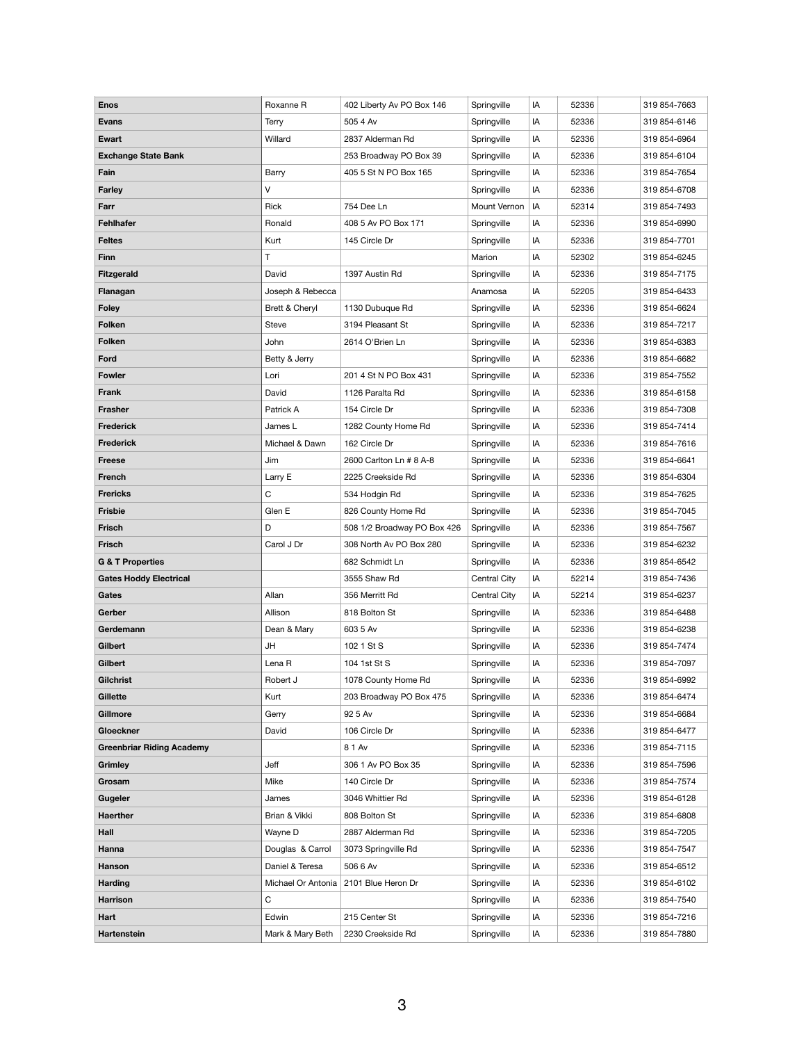| | | | | | | | |
|---|---|---|---|---|---|---|---|
| **Enos** | Roxanne R | 402 Liberty Av PO Box 146 | Springville | IA | 52336 | | 319 854-7663 |
| **Evans** | Terry | 505 4 Av | Springville | IA | 52336 | | 319 854-6146 |
| **Ewart** | Willard | 2837 Alderman Rd | Springville | IA | 52336 | | 319 854-6964 |
| **Exchange State Bank** | | 253 Broadway PO Box 39 | Springville | IA | 52336 | | 319 854-6104 |
| **Fain** | Barry | 405 5 St N PO Box 165 | Springville | IA | 52336 | | 319 854-7654 |
| **Farley** | V | | Springville | IA | 52336 | | 319 854-6708 |
| **Farr** | Rick | 754 Dee Ln | Mount Vernon | IA | 52314 | | 319 854-7493 |
| **Fehlhafer** | Ronald | 408 5 Av PO Box 171 | Springville | IA | 52336 | | 319 854-6990 |
| **Feltes** | Kurt | 145 Circle Dr | Springville | IA | 52336 | | 319 854-7701 |
| **Finn** | T | | Marion | IA | 52302 | | 319 854-6245 |
| **Fitzgerald** | David | 1397 Austin Rd | Springville | IA | 52336 | | 319 854-7175 |
| **Flanagan** | Joseph & Rebecca | | Anamosa | IA | 52205 | | 319 854-6433 |
| **Foley** | Brett & Cheryl | 1130 Dubuque Rd | Springville | IA | 52336 | | 319 854-6624 |
| **Folken** | Steve | 3194 Pleasant St | Springville | IA | 52336 | | 319 854-7217 |
| **Folken** | John | 2614 O'Brien Ln | Springville | IA | 52336 | | 319 854-6383 |
| **Ford** | Betty & Jerry | | Springville | IA | 52336 | | 319 854-6682 |
| **Fowler** | Lori | 201 4 St N PO Box 431 | Springville | IA | 52336 | | 319 854-7552 |
| **Frank** | David | 1126 Paralta Rd | Springville | IA | 52336 | | 319 854-6158 |
| **Frasher** | Patrick A | 154 Circle Dr | Springville | IA | 52336 | | 319 854-7308 |
| **Frederick** | James L | 1282 County Home Rd | Springville | IA | 52336 | | 319 854-7414 |
| **Frederick** | Michael & Dawn | 162 Circle Dr | Springville | IA | 52336 | | 319 854-7616 |
| **Freese** | Jim | 2600 Carlton Ln # 8 A-8 | Springville | IA | 52336 | | 319 854-6641 |
| **French** | Larry E | 2225 Creekside Rd | Springville | IA | 52336 | | 319 854-6304 |
| **Frericks** | C | 534 Hodgin Rd | Springville | IA | 52336 | | 319 854-7625 |
| **Frisbie** | Glen E | 826 County Home Rd | Springville | IA | 52336 | | 319 854-7045 |
| **Frisch** | D | 508 1/2 Broadway PO Box 426 | Springville | IA | 52336 | | 319 854-7567 |
| **Frisch** | Carol J Dr | 308 North Av PO Box 280 | Springville | IA | 52336 | | 319 854-6232 |
| **G & T Properties** | | 682 Schmidt Ln | Springville | IA | 52336 | | 319 854-6542 |
| **Gates Hoddy Electrical** | | 3555 Shaw Rd | Central City | IA | 52214 | | 319 854-7436 |
| **Gates** | Allan | 356 Merritt Rd | Central City | IA | 52214 | | 319 854-6237 |
| **Gerber** | Allison | 818 Bolton St | Springville | IA | 52336 | | 319 854-6488 |
| **Gerdemann** | Dean & Mary | 603 5 Av | Springville | IA | 52336 | | 319 854-6238 |
| **Gilbert** | JH | 102 1 St S | Springville | IA | 52336 | | 319 854-7474 |
| **Gilbert** | Lena R | 104 1st St S | Springville | IA | 52336 | | 319 854-7097 |
| **Gilchrist** | Robert J | 1078 County Home Rd | Springville | IA | 52336 | | 319 854-6992 |
| **Gillette** | Kurt | 203 Broadway PO Box 475 | Springville | IA | 52336 | | 319 854-6474 |
| **Gillmore** | Gerry | 92 5 Av | Springville | IA | 52336 | | 319 854-6684 |
| **Gloeckner** | David | 106 Circle Dr | Springville | IA | 52336 | | 319 854-6477 |
| **Greenbriar Riding Academy** | | 8 1 Av | Springville | IA | 52336 | | 319 854-7115 |
| **Grimley** | Jeff | 306 1 Av PO Box 35 | Springville | IA | 52336 | | 319 854-7596 |
| **Grosam** | Mike | 140 Circle Dr | Springville | IA | 52336 | | 319 854-7574 |
| **Gugeler** | James | 3046 Whittier Rd | Springville | IA | 52336 | | 319 854-6128 |
| **Haerther** | Brian & Vikki | 808 Bolton St | Springville | IA | 52336 | | 319 854-6808 |
| **Hall** | Wayne D | 2887 Alderman Rd | Springville | IA | 52336 | | 319 854-7205 |
| **Hanna** | Douglas & Carrol | 3073 Springville Rd | Springville | IA | 52336 | | 319 854-7547 |
| **Hanson** | Daniel & Teresa | 506 6 Av | Springville | IA | 52336 | | 319 854-6512 |
| **Harding** | Michael Or Antonia | 2101 Blue Heron Dr | Springville | IA | 52336 | | 319 854-6102 |
| **Harrison** | C | | Springville | IA | 52336 | | 319 854-7540 |
| **Hart** | Edwin | 215 Center St | Springville | IA | 52336 | | 319 854-7216 |
| **Hartenstein** | Mark & Mary Beth | 2230 Creekside Rd | Springville | IA | 52336 | | 319 854-7880 |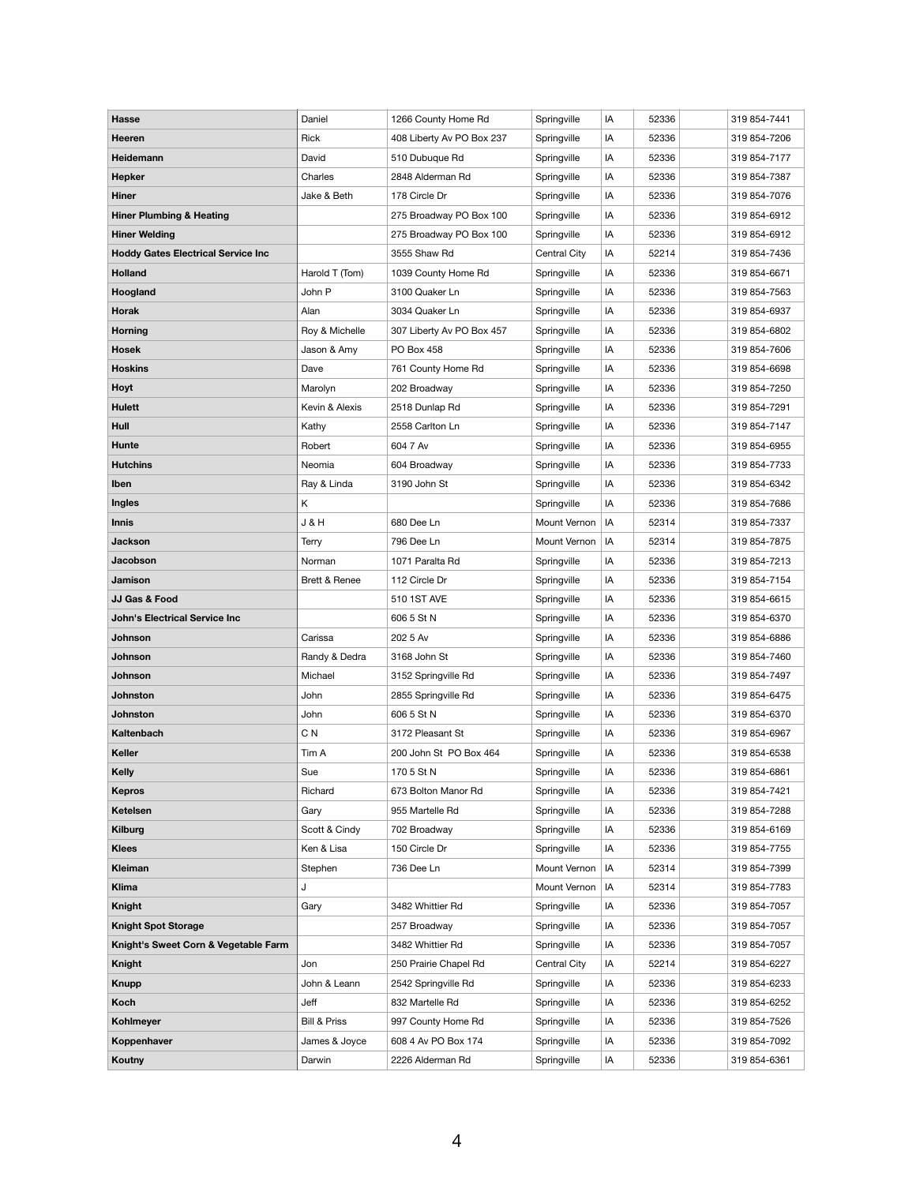| | | | | | | | |
|---|---|---|---|---|---|---|---|
| **Hasse** | Daniel | 1266 County Home Rd | Springville | IA | 52336 | | 319 854-7441 |
| **Heeren** | Rick | 408 Liberty Av PO Box 237 | Springville | IA | 52336 | | 319 854-7206 |
| **Heidemann** | David | 510 Dubuque Rd | Springville | IA | 52336 | | 319 854-7177 |
| **Hepker** | Charles | 2848 Alderman Rd | Springville | IA | 52336 | | 319 854-7387 |
| **Hiner** | Jake & Beth | 178 Circle Dr | Springville | IA | 52336 | | 319 854-7076 |
| **Hiner Plumbing & Heating** | | 275 Broadway PO Box 100 | Springville | IA | 52336 | | 319 854-6912 |
| **Hiner Welding** | | 275 Broadway PO Box 100 | Springville | IA | 52336 | | 319 854-6912 |
| **Hoddy Gates Electrical Service Inc** | | 3555 Shaw Rd | Central City | IA | 52214 | | 319 854-7436 |
| **Holland** | Harold T (Tom) | 1039 County Home Rd | Springville | IA | 52336 | | 319 854-6671 |
| **Hoogland** | John P | 3100 Quaker Ln | Springville | IA | 52336 | | 319 854-7563 |
| **Horak** | Alan | 3034 Quaker Ln | Springville | IA | 52336 | | 319 854-6937 |
| **Horning** | Roy & Michelle | 307 Liberty Av PO Box 457 | Springville | IA | 52336 | | 319 854-6802 |
| **Hosek** | Jason & Amy | PO Box 458 | Springville | IA | 52336 | | 319 854-7606 |
| **Hoskins** | Dave | 761 County Home Rd | Springville | IA | 52336 | | 319 854-6698 |
| **Hoyt** | Marolyn | 202 Broadway | Springville | IA | 52336 | | 319 854-7250 |
| **Hulett** | Kevin & Alexis | 2518 Dunlap Rd | Springville | IA | 52336 | | 319 854-7291 |
| **Hull** | Kathy | 2558 Carlton Ln | Springville | IA | 52336 | | 319 854-7147 |
| **Hunte** | Robert | 604 7 Av | Springville | IA | 52336 | | 319 854-6955 |
| **Hutchins** | Neomia | 604 Broadway | Springville | IA | 52336 | | 319 854-7733 |
| **Iben** | Ray & Linda | 3190 John St | Springville | IA | 52336 | | 319 854-6342 |
| **Ingles** | K | | Springville | IA | 52336 | | 319 854-7686 |
| **Innis** | J & H | 680 Dee Ln | Mount Vernon | IA | 52314 | | 319 854-7337 |
| **Jackson** | Terry | 796 Dee Ln | Mount Vernon | IA | 52314 | | 319 854-7875 |
| **Jacobson** | Norman | 1071 Paralta Rd | Springville | IA | 52336 | | 319 854-7213 |
| **Jamison** | Brett & Renee | 112 Circle Dr | Springville | IA | 52336 | | 319 854-7154 |
| **JJ Gas & Food** | | 510 1ST AVE | Springville | IA | 52336 | | 319 854-6615 |
| **John's Electrical Service Inc** | | 606 5 St N | Springville | IA | 52336 | | 319 854-6370 |
| **Johnson** | Carissa | 202 5 Av | Springville | IA | 52336 | | 319 854-6886 |
| **Johnson** | Randy & Dedra | 3168 John St | Springville | IA | 52336 | | 319 854-7460 |
| **Johnson** | Michael | 3152 Springville Rd | Springville | IA | 52336 | | 319 854-7497 |
| **Johnston** | John | 2855 Springville Rd | Springville | IA | 52336 | | 319 854-6475 |
| **Johnston** | John | 606 5 St N | Springville | IA | 52336 | | 319 854-6370 |
| **Kaltenbach** | C N | 3172 Pleasant St | Springville | IA | 52336 | | 319 854-6967 |
| **Keller** | Tim A | 200 John St PO Box 464 | Springville | IA | 52336 | | 319 854-6538 |
| **Kelly** | Sue | 170 5 St N | Springville | IA | 52336 | | 319 854-6861 |
| **Kepros** | Richard | 673 Bolton Manor Rd | Springville | IA | 52336 | | 319 854-7421 |
| **Ketelsen** | Gary | 955 Martelle Rd | Springville | IA | 52336 | | 319 854-7288 |
| **Kilburg** | Scott & Cindy | 702 Broadway | Springville | IA | 52336 | | 319 854-6169 |
| **Klees** | Ken & Lisa | 150 Circle Dr | Springville | IA | 52336 | | 319 854-7755 |
| **Kleiman** | Stephen | 736 Dee Ln | Mount Vernon | IA | 52314 | | 319 854-7399 |
| **Klima** | J | | Mount Vernon | IA | 52314 | | 319 854-7783 |
| **Knight** | Gary | 3482 Whittier Rd | Springville | IA | 52336 | | 319 854-7057 |
| **Knight Spot Storage** | | 257 Broadway | Springville | IA | 52336 | | 319 854-7057 |
| **Knight's Sweet Corn & Vegetable Farm** | | 3482 Whittier Rd | Springville | IA | 52336 | | 319 854-7057 |
| **Knight** | Jon | 250 Prairie Chapel Rd | Central City | IA | 52214 | | 319 854-6227 |
| **Knupp** | John & Leann | 2542 Springville Rd | Springville | IA | 52336 | | 319 854-6233 |
| **Koch** | Jeff | 832 Martelle Rd | Springville | IA | 52336 | | 319 854-6252 |
| **Kohlmeyer** | Bill & Priss | 997 County Home Rd | Springville | IA | 52336 | | 319 854-7526 |
| **Koppenhaver** | James & Joyce | 608 4 Av PO Box 174 | Springville | IA | 52336 | | 319 854-7092 |
| **Koutny** | Darwin | 2226 Alderman Rd | Springville | IA | 52336 | | 319 854-6361 |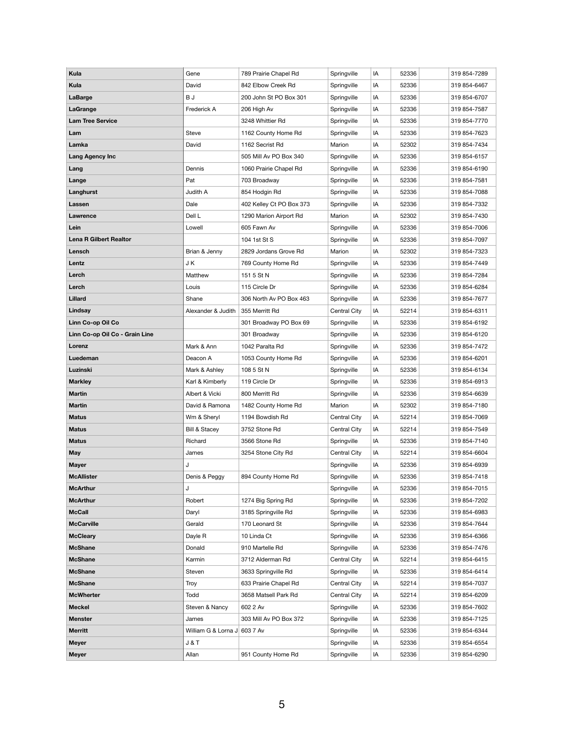| | | | | | | | |
|---|---|---|---|---|---|---|---|
| **Kula** | Gene | 789 Prairie Chapel Rd | Springville | IA | 52336 | | 319 854-7289 |
| **Kula** | David | 842 Elbow Creek Rd | Springville | IA | 52336 | | 319 854-6467 |
| **LaBarge** | B J | 200 John St PO Box 301 | Springville | IA | 52336 | | 319 854-6707 |
| **LaGrange** | Frederick A | 206 High Av | Springville | IA | 52336 | | 319 854-7587 |
| **Lam Tree Service** | | 3248 Whittier Rd | Springville | IA | 52336 | | 319 854-7770 |
| **Lam** | Steve | 1162 County Home Rd | Springville | IA | 52336 | | 319 854-7623 |
| **Lamka** | David | 1162 Secrist Rd | Marion | IA | 52302 | | 319 854-7434 |
| **Lang Agency Inc** | | 505 Mill Av PO Box 340 | Springville | IA | 52336 | | 319 854-6157 |
| **Lang** | Dennis | 1060 Prairie Chapel Rd | Springville | IA | 52336 | | 319 854-6190 |
| **Lange** | Pat | 703 Broadway | Springville | IA | 52336 | | 319 854-7581 |
| **Langhurst** | Judith A | 854 Hodgin Rd | Springville | IA | 52336 | | 319 854-7088 |
| **Lassen** | Dale | 402 Kelley Ct PO Box 373 | Springville | IA | 52336 | | 319 854-7332 |
| **Lawrence** | Dell L | 1290 Marion Airport Rd | Marion | IA | 52302 | | 319 854-7430 |
| **Lein** | Lowell | 605 Fawn Av | Springville | IA | 52336 | | 319 854-7006 |
| **Lena R Gilbert Realtor** | | 104 1st St S | Springville | IA | 52336 | | 319 854-7097 |
| **Lensch** | Brian & Jenny | 2829 Jordans Grove Rd | Marion | IA | 52302 | | 319 854-7323 |
| **Lentz** | J K | 769 County Home Rd | Springville | IA | 52336 | | 319 854-7449 |
| **Lerch** | Matthew | 151 5 St N | Springville | IA | 52336 | | 319 854-7284 |
| **Lerch** | Louis | 115 Circle Dr | Springville | IA | 52336 | | 319 854-6284 |
| **Lillard** | Shane | 306 North Av PO Box 463 | Springville | IA | 52336 | | 319 854-7677 |
| **Lindsay** | Alexander & Judith | 355 Merritt Rd | Central City | IA | 52214 | | 319 854-6311 |
| **Linn Co-op Oil Co** | | 301 Broadway PO Box 69 | Springville | IA | 52336 | | 319 854-6192 |
| **Linn Co-op Oil Co - Grain Line** | | 301 Broadway | Springville | IA | 52336 | | 319 854-6120 |
| **Lorenz** | Mark & Ann | 1042 Paralta Rd | Springville | IA | 52336 | | 319 854-7472 |
| **Luedeman** | Deacon A | 1053 County Home Rd | Springville | IA | 52336 | | 319 854-6201 |
| **Luzinski** | Mark & Ashley | 108 5 St N | Springville | IA | 52336 | | 319 854-6134 |
| **Markley** | Karl & Kimberly | 119 Circle Dr | Springville | IA | 52336 | | 319 854-6913 |
| **Martin** | Albert & Vicki | 800 Merritt Rd | Springville | IA | 52336 | | 319 854-6639 |
| **Martin** | David & Ramona | 1482 County Home Rd | Marion | IA | 52302 | | 319 854-7180 |
| **Matus** | Wm & Sheryl | 1194 Bowdish Rd | Central City | IA | 52214 | | 319 854-7069 |
| **Matus** | Bill & Stacey | 3752 Stone Rd | Central City | IA | 52214 | | 319 854-7549 |
| **Matus** | Richard | 3566 Stone Rd | Springville | IA | 52336 | | 319 854-7140 |
| **May** | James | 3254 Stone City Rd | Central City | IA | 52214 | | 319 854-6604 |
| **Mayer** | J | | Springville | IA | 52336 | | 319 854-6939 |
| **McAllister** | Denis & Peggy | 894 County Home Rd | Springville | IA | 52336 | | 319 854-7418 |
| **McArthur** | J | | Springville | IA | 52336 | | 319 854-7015 |
| **McArthur** | Robert | 1274 Big Spring Rd | Springville | IA | 52336 | | 319 854-7202 |
| **McCall** | Daryl | 3185 Springville Rd | Springville | IA | 52336 | | 319 854-6983 |
| **McCarville** | Gerald | 170 Leonard St | Springville | IA | 52336 | | 319 854-7644 |
| **McCleary** | Dayle R | 10 Linda Ct | Springville | IA | 52336 | | 319 854-6366 |
| **McShane** | Donald | 910 Martelle Rd | Springville | IA | 52336 | | 319 854-7476 |
| **McShane** | Karmin | 3712 Alderman Rd | Central City | IA | 52214 | | 319 854-6415 |
| **McShane** | Steven | 3633 Springville Rd | Springville | IA | 52336 | | 319 854-6414 |
| **McShane** | Troy | 633 Prairie Chapel Rd | Central City | IA | 52214 | | 319 854-7037 |
| **McWherter** | Todd | 3658 Matsell Park Rd | Central City | IA | 52214 | | 319 854-6209 |
| **Meckel** | Steven & Nancy | 602 2 Av | Springville | IA | 52336 | | 319 854-7602 |
| **Menster** | James | 303 Mill Av PO Box 372 | Springville | IA | 52336 | | 319 854-7125 |
| **Merritt** | William G & Lorna J | 603 7 Av | Springville | IA | 52336 | | 319 854-6344 |
| **Meyer** | J & T | | Springville | IA | 52336 | | 319 854-6554 |
| **Meyer** | Allan | 951 County Home Rd | Springville | IA | 52336 | | 319 854-6290 |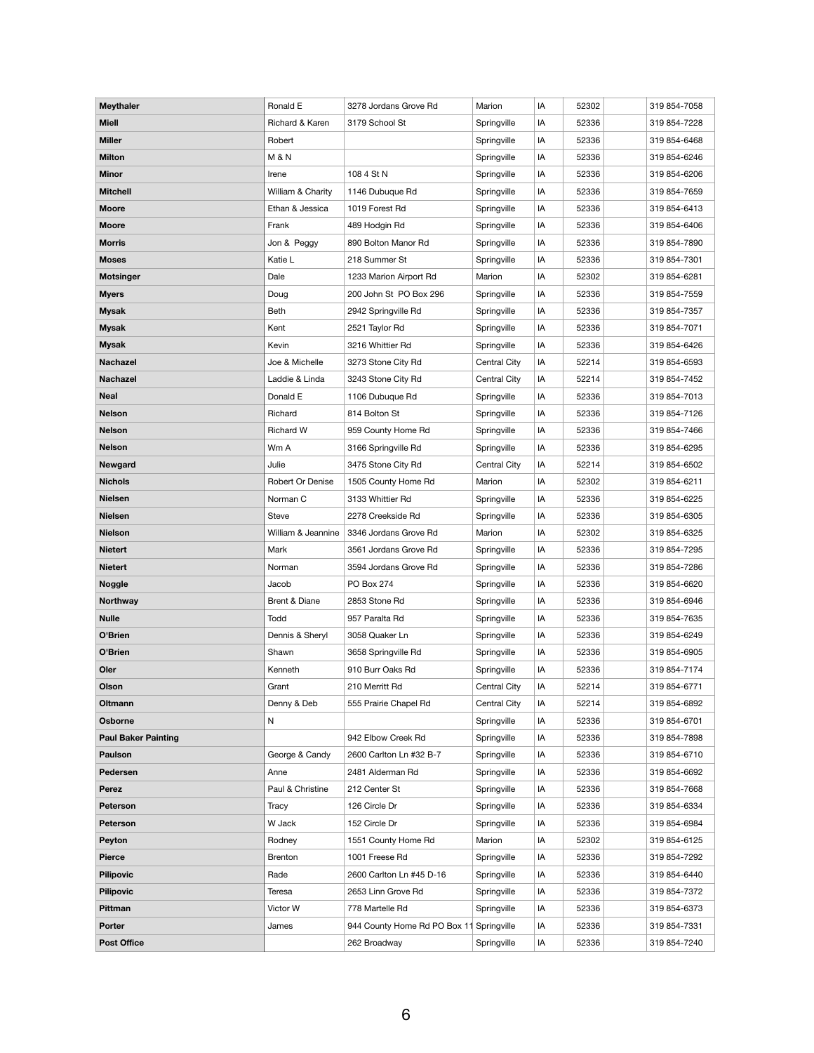| | | | | | | | |
|---|---|---|---|---|---|---|---|
| **Meythaler** | Ronald E | 3278 Jordans Grove Rd | Marion | IA | 52302 | | 319 854-7058 |
| **Miell** | Richard & Karen | 3179 School St | Springville | IA | 52336 | | 319 854-7228 |
| **Miller** | Robert | | Springville | IA | 52336 | | 319 854-6468 |
| **Milton** | M & N | | Springville | IA | 52336 | | 319 854-6246 |
| **Minor** | Irene | 108 4 St N | Springville | IA | 52336 | | 319 854-6206 |
| **Mitchell** | William & Charity | 1146 Dubuque Rd | Springville | IA | 52336 | | 319 854-7659 |
| **Moore** | Ethan & Jessica | 1019 Forest Rd | Springville | IA | 52336 | | 319 854-6413 |
| **Moore** | Frank | 489 Hodgin Rd | Springville | IA | 52336 | | 319 854-6406 |
| **Morris** | Jon & Peggy | 890 Bolton Manor Rd | Springville | IA | 52336 | | 319 854-7890 |
| **Moses** | Katie L | 218 Summer St | Springville | IA | 52336 | | 319 854-7301 |
| **Motsinger** | Dale | 1233 Marion Airport Rd | Marion | IA | 52302 | | 319 854-6281 |
| **Myers** | Doug | 200 John St PO Box 296 | Springville | IA | 52336 | | 319 854-7559 |
| **Mysak** | Beth | 2942 Springville Rd | Springville | IA | 52336 | | 319 854-7357 |
| **Mysak** | Kent | 2521 Taylor Rd | Springville | IA | 52336 | | 319 854-7071 |
| **Mysak** | Kevin | 3216 Whittier Rd | Springville | IA | 52336 | | 319 854-6426 |
| **Nachazel** | Joe & Michelle | 3273 Stone City Rd | Central City | IA | 52214 | | 319 854-6593 |
| **Nachazel** | Laddie & Linda | 3243 Stone City Rd | Central City | IA | 52214 | | 319 854-7452 |
| **Neal** | Donald E | 1106 Dubuque Rd | Springville | IA | 52336 | | 319 854-7013 |
| **Nelson** | Richard | 814 Bolton St | Springville | IA | 52336 | | 319 854-7126 |
| **Nelson** | Richard W | 959 County Home Rd | Springville | IA | 52336 | | 319 854-7466 |
| **Nelson** | Wm A | 3166 Springville Rd | Springville | IA | 52336 | | 319 854-6295 |
| **Newgard** | Julie | 3475 Stone City Rd | Central City | IA | 52214 | | 319 854-6502 |
| **Nichols** | Robert Or Denise | 1505 County Home Rd | Marion | IA | 52302 | | 319 854-6211 |
| **Nielsen** | Norman C | 3133 Whittier Rd | Springville | IA | 52336 | | 319 854-6225 |
| **Nielsen** | Steve | 2278 Creekside Rd | Springville | IA | 52336 | | 319 854-6305 |
| **Nielson** | William & Jeannine | 3346 Jordans Grove Rd | Marion | IA | 52302 | | 319 854-6325 |
| **Nietert** | Mark | 3561 Jordans Grove Rd | Springville | IA | 52336 | | 319 854-7295 |
| **Nietert** | Norman | 3594 Jordans Grove Rd | Springville | IA | 52336 | | 319 854-7286 |
| **Noggle** | Jacob | PO Box 274 | Springville | IA | 52336 | | 319 854-6620 |
| **Northway** | Brent & Diane | 2853 Stone Rd | Springville | IA | 52336 | | 319 854-6946 |
| **Nulle** | Todd | 957 Paralta Rd | Springville | IA | 52336 | | 319 854-7635 |
| **O'Brien** | Dennis & Sheryl | 3058 Quaker Ln | Springville | IA | 52336 | | 319 854-6249 |
| **O'Brien** | Shawn | 3658 Springville Rd | Springville | IA | 52336 | | 319 854-6905 |
| **Oler** | Kenneth | 910 Burr Oaks Rd | Springville | IA | 52336 | | 319 854-7174 |
| **Olson** | Grant | 210 Merritt Rd | Central City | IA | 52214 | | 319 854-6771 |
| **Oltmann** | Denny & Deb | 555 Prairie Chapel Rd | Central City | IA | 52214 | | 319 854-6892 |
| **Osborne** | N | | Springville | IA | 52336 | | 319 854-6701 |
| **Paul Baker Painting** | | 942 Elbow Creek Rd | Springville | IA | 52336 | | 319 854-7898 |
| **Paulson** | George & Candy | 2600 Carlton Ln #32 B-7 | Springville | IA | 52336 | | 319 854-6710 |
| **Pedersen** | Anne | 2481 Alderman Rd | Springville | IA | 52336 | | 319 854-6692 |
| **Perez** | Paul & Christine | 212 Center St | Springville | IA | 52336 | | 319 854-7668 |
| **Peterson** | Tracy | 126 Circle Dr | Springville | IA | 52336 | | 319 854-6334 |
| **Peterson** | W Jack | 152 Circle Dr | Springville | IA | 52336 | | 319 854-6984 |
| **Peyton** | Rodney | 1551 County Home Rd | Marion | IA | 52302 | | 319 854-6125 |
| **Pierce** | Brenton | 1001 Freese Rd | Springville | IA | 52336 | | 319 854-7292 |
| **Pilipovic** | Rade | 2600 Carlton Ln #45 D-16 | Springville | IA | 52336 | | 319 854-6440 |
| **Pilipovic** | Teresa | 2653 Linn Grove Rd | Springville | IA | 52336 | | 319 854-7372 |
| **Pittman** | Victor W | 778 Martelle Rd | Springville | IA | 52336 | | 319 854-6373 |
| **Porter** | James | 944 County Home Rd PO Box 11 | Springville | IA | 52336 | | 319 854-7331 |
| **Post Office** | | 262 Broadway | Springville | IA | 52336 | | 319 854-7240 |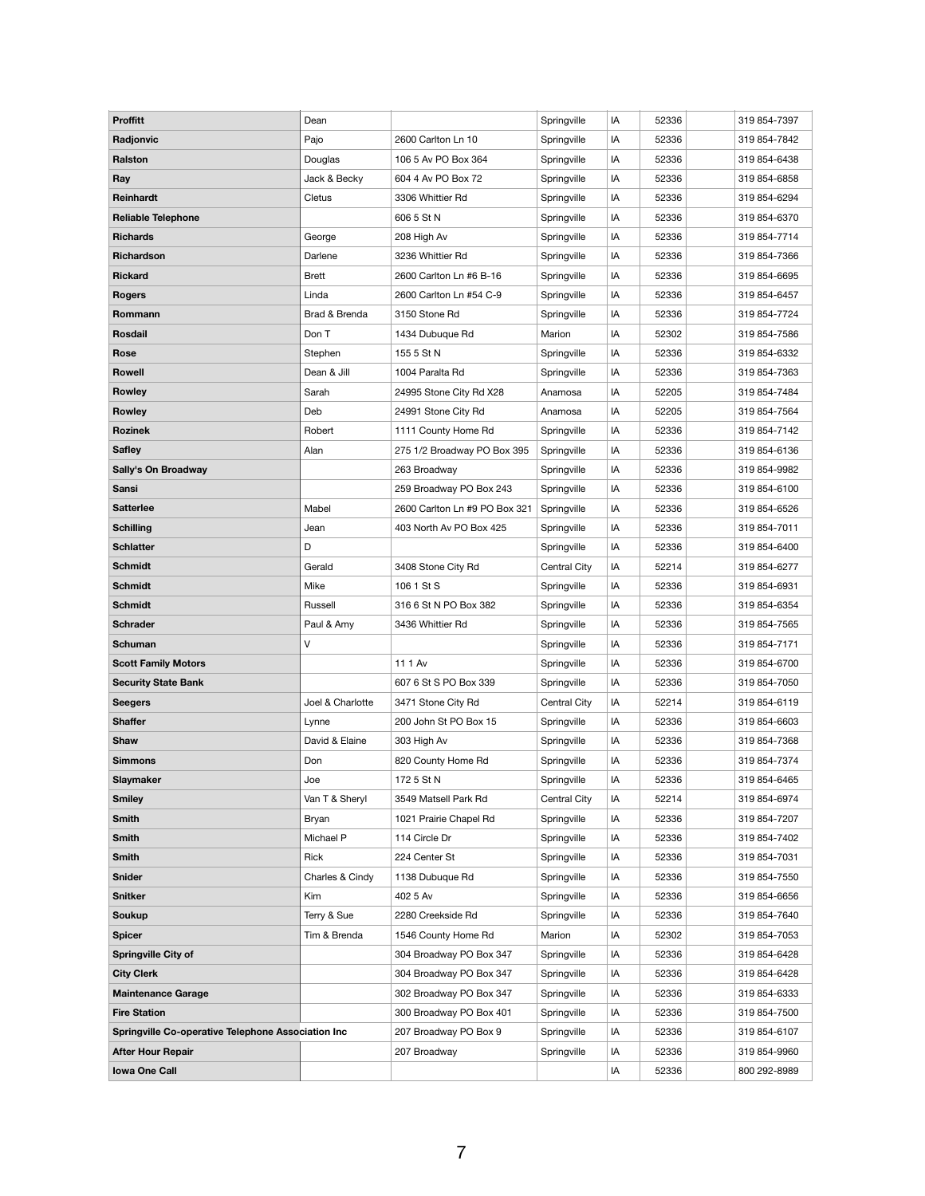| | | | | | | | |
|---|---|---|---|---|---|---|---|
| **Proffitt** | Dean | | Springville | IA | 52336 | | 319 854-7397 |
| **Radjonvic** | Pajo | 2600 Carlton Ln 10 | Springville | IA | 52336 | | 319 854-7842 |
| **Ralston** | Douglas | 106 5 Av PO Box 364 | Springville | IA | 52336 | | 319 854-6438 |
| **Ray** | Jack & Becky | 604 4 Av PO Box 72 | Springville | IA | 52336 | | 319 854-6858 |
| **Reinhardt** | Cletus | 3306 Whittier Rd | Springville | IA | 52336 | | 319 854-6294 |
| **Reliable Telephone** | | 606 5 St N | Springville | IA | 52336 | | 319 854-6370 |
| **Richards** | George | 208 High Av | Springville | IA | 52336 | | 319 854-7714 |
| **Richardson** | Darlene | 3236 Whittier Rd | Springville | IA | 52336 | | 319 854-7366 |
| **Rickard** | Brett | 2600 Carlton Ln #6 B-16 | Springville | IA | 52336 | | 319 854-6695 |
| **Rogers** | Linda | 2600 Carlton Ln #54 C-9 | Springville | IA | 52336 | | 319 854-6457 |
| **Rommann** | Brad & Brenda | 3150 Stone Rd | Springville | IA | 52336 | | 319 854-7724 |
| **Rosdail** | Don T | 1434 Dubuque Rd | Marion | IA | 52302 | | 319 854-7586 |
| **Rose** | Stephen | 155 5 St N | Springville | IA | 52336 | | 319 854-6332 |
| **Rowell** | Dean & Jill | 1004 Paralta Rd | Springville | IA | 52336 | | 319 854-7363 |
| **Rowley** | Sarah | 24995 Stone City Rd X28 | Anamosa | IA | 52205 | | 319 854-7484 |
| **Rowley** | Deb | 24991 Stone City Rd | Anamosa | IA | 52205 | | 319 854-7564 |
| **Rozinek** | Robert | 1111 County Home Rd | Springville | IA | 52336 | | 319 854-7142 |
| **Safley** | Alan | 275 1/2 Broadway PO Box 395 | Springville | IA | 52336 | | 319 854-6136 |
| **Sally's On Broadway** | | 263 Broadway | Springville | IA | 52336 | | 319 854-9982 |
| **Sansi** | | 259 Broadway PO Box 243 | Springville | IA | 52336 | | 319 854-6100 |
| **Satterlee** | Mabel | 2600 Carlton Ln #9 PO Box 321 | Springville | IA | 52336 | | 319 854-6526 |
| **Schilling** | Jean | 403 North Av PO Box 425 | Springville | IA | 52336 | | 319 854-7011 |
| **Schlatter** | D | | Springville | IA | 52336 | | 319 854-6400 |
| **Schmidt** | Gerald | 3408 Stone City Rd | Central City | IA | 52214 | | 319 854-6277 |
| **Schmidt** | Mike | 106 1 St S | Springville | IA | 52336 | | 319 854-6931 |
| **Schmidt** | Russell | 316 6 St N PO Box 382 | Springville | IA | 52336 | | 319 854-6354 |
| **Schrader** | Paul & Amy | 3436 Whittier Rd | Springville | IA | 52336 | | 319 854-7565 |
| **Schuman** | V | | Springville | IA | 52336 | | 319 854-7171 |
| **Scott Family Motors** | | 11 1 Av | Springville | IA | 52336 | | 319 854-6700 |
| **Security State Bank** | | 607 6 St S PO Box 339 | Springville | IA | 52336 | | 319 854-7050 |
| **Seegers** | Joel & Charlotte | 3471 Stone City Rd | Central City | IA | 52214 | | 319 854-6119 |
| **Shaffer** | Lynne | 200 John St PO Box 15 | Springville | IA | 52336 | | 319 854-6603 |
| **Shaw** | David & Elaine | 303 High Av | Springville | IA | 52336 | | 319 854-7368 |
| **Simmons** | Don | 820 County Home Rd | Springville | IA | 52336 | | 319 854-7374 |
| **Slaymaker** | Joe | 172 5 St N | Springville | IA | 52336 | | 319 854-6465 |
| **Smiley** | Van T & Sheryl | 3549 Matsell Park Rd | Central City | IA | 52214 | | 319 854-6974 |
| **Smith** | Bryan | 1021 Prairie Chapel Rd | Springville | IA | 52336 | | 319 854-7207 |
| **Smith** | Michael P | 114 Circle Dr | Springville | IA | 52336 | | 319 854-7402 |
| **Smith** | Rick | 224 Center St | Springville | IA | 52336 | | 319 854-7031 |
| **Snider** | Charles & Cindy | 1138 Dubuque Rd | Springville | IA | 52336 | | 319 854-7550 |
| **Snitker** | Kim | 402 5 Av | Springville | IA | 52336 | | 319 854-6656 |
| **Soukup** | Terry & Sue | 2280 Creekside Rd | Springville | IA | 52336 | | 319 854-7640 |
| **Spicer** | Tim & Brenda | 1546 County Home Rd | Marion | IA | 52302 | | 319 854-7053 |
| **Springville City of** | | 304 Broadway PO Box 347 | Springville | IA | 52336 | | 319 854-6428 |
| **City Clerk** | | 304 Broadway PO Box 347 | Springville | IA | 52336 | | 319 854-6428 |
| **Maintenance Garage** | | 302 Broadway PO Box 347 | Springville | IA | 52336 | | 319 854-6333 |
| **Fire Station** | | 300 Broadway PO Box 401 | Springville | IA | 52336 | | 319 854-7500 |
| **Springville Co-operative Telephone Association Inc** | | 207 Broadway PO Box 9 | Springville | IA | 52336 | | 319 854-6107 |
| **After Hour Repair** | | 207 Broadway | Springville | IA | 52336 | | 319 854-9960 |
| **Iowa One Call** | | | | IA | 52336 | | 800 292-8989 |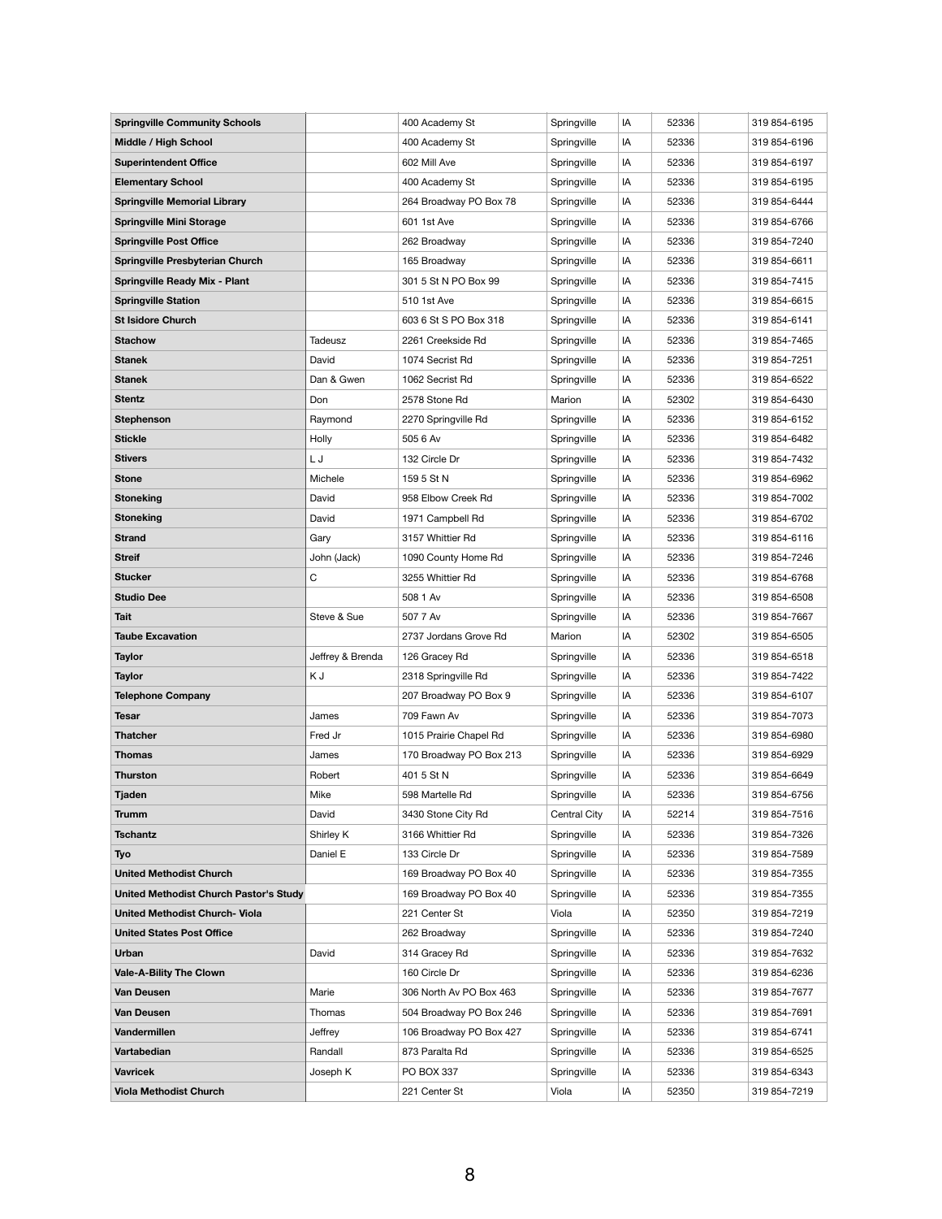| | | | | | | | |
|---|---|---|---|---|---|---|---|
| **Springville Community Schools** | | 400 Academy St | Springville | IA | 52336 | | 319 854-6195 |
| **Middle / High School** | | 400 Academy St | Springville | IA | 52336 | | 319 854-6196 |
| **Superintendent Office** | | 602 Mill Ave | Springville | IA | 52336 | | 319 854-6197 |
| **Elementary School** | | 400 Academy St | Springville | IA | 52336 | | 319 854-6195 |
| **Springville Memorial Library** | | 264 Broadway PO Box 78 | Springville | IA | 52336 | | 319 854-6444 |
| **Springville Mini Storage** | | 601 1st Ave | Springville | IA | 52336 | | 319 854-6766 |
| **Springville Post Office** | | 262 Broadway | Springville | IA | 52336 | | 319 854-7240 |
| **Springville Presbyterian Church** | | 165 Broadway | Springville | IA | 52336 | | 319 854-6611 |
| **Springville Ready Mix - Plant** | | 301 5 St N PO Box 99 | Springville | IA | 52336 | | 319 854-7415 |
| **Springville Station** | | 510 1st Ave | Springville | IA | 52336 | | 319 854-6615 |
| **St Isidore Church** | | 603 6 St S PO Box 318 | Springville | IA | 52336 | | 319 854-6141 |
| **Stachow** | Tadeusz | 2261 Creekside Rd | Springville | IA | 52336 | | 319 854-7465 |
| **Stanek** | David | 1074 Secrist Rd | Springville | IA | 52336 | | 319 854-7251 |
| **Stanek** | Dan & Gwen | 1062 Secrist Rd | Springville | IA | 52336 | | 319 854-6522 |
| **Stentz** | Don | 2578 Stone Rd | Marion | IA | 52302 | | 319 854-6430 |
| **Stephenson** | Raymond | 2270 Springville Rd | Springville | IA | 52336 | | 319 854-6152 |
| **Stickle** | Holly | 505 6 Av | Springville | IA | 52336 | | 319 854-6482 |
| **Stivers** | L J | 132 Circle Dr | Springville | IA | 52336 | | 319 854-7432 |
| **Stone** | Michele | 159 5 St N | Springville | IA | 52336 | | 319 854-6962 |
| **Stoneking** | David | 958 Elbow Creek Rd | Springville | IA | 52336 | | 319 854-7002 |
| **Stoneking** | David | 1971 Campbell Rd | Springville | IA | 52336 | | 319 854-6702 |
| **Strand** | Gary | 3157 Whittier Rd | Springville | IA | 52336 | | 319 854-6116 |
| **Streif** | John (Jack) | 1090 County Home Rd | Springville | IA | 52336 | | 319 854-7246 |
| **Stucker** | C | 3255 Whittier Rd | Springville | IA | 52336 | | 319 854-6768 |
| **Studio Dee** | | 508 1 Av | Springville | IA | 52336 | | 319 854-6508 |
| **Tait** | Steve & Sue | 507 7 Av | Springville | IA | 52336 | | 319 854-7667 |
| **Taube Excavation** | | 2737 Jordans Grove Rd | Marion | IA | 52302 | | 319 854-6505 |
| **Taylor** | Jeffrey & Brenda | 126 Gracey Rd | Springville | IA | 52336 | | 319 854-6518 |
| **Taylor** | K J | 2318 Springville Rd | Springville | IA | 52336 | | 319 854-7422 |
| **Telephone Company** | | 207 Broadway PO Box 9 | Springville | IA | 52336 | | 319 854-6107 |
| **Tesar** | James | 709 Fawn Av | Springville | IA | 52336 | | 319 854-7073 |
| **Thatcher** | Fred Jr | 1015 Prairie Chapel Rd | Springville | IA | 52336 | | 319 854-6980 |
| **Thomas** | James | 170 Broadway PO Box 213 | Springville | IA | 52336 | | 319 854-6929 |
| **Thurston** | Robert | 401 5 St N | Springville | IA | 52336 | | 319 854-6649 |
| **Tjaden** | Mike | 598 Martelle Rd | Springville | IA | 52336 | | 319 854-6756 |
| **Trumm** | David | 3430 Stone City Rd | Central City | IA | 52214 | | 319 854-7516 |
| **Tschantz** | Shirley K | 3166 Whittier Rd | Springville | IA | 52336 | | 319 854-7326 |
| **Tyo** | Daniel E | 133 Circle Dr | Springville | IA | 52336 | | 319 854-7589 |
| **United Methodist Church** | | 169 Broadway PO Box 40 | Springville | IA | 52336 | | 319 854-7355 |
| **United Methodist Church Pastor's Study** | | 169 Broadway PO Box 40 | Springville | IA | 52336 | | 319 854-7355 |
| **United Methodist Church- Viola** | | 221 Center St | Viola | IA | 52350 | | 319 854-7219 |
| **United States Post Office** | | 262 Broadway | Springville | IA | 52336 | | 319 854-7240 |
| **Urban** | David | 314 Gracey Rd | Springville | IA | 52336 | | 319 854-7632 |
| **Vale-A-Bility The Clown** | | 160 Circle Dr | Springville | IA | 52336 | | 319 854-6236 |
| **Van Deusen** | Marie | 306 North Av PO Box 463 | Springville | IA | 52336 | | 319 854-7677 |
| **Van Deusen** | Thomas | 504 Broadway PO Box 246 | Springville | IA | 52336 | | 319 854-7691 |
| **Vandermillen** | Jeffrey | 106 Broadway PO Box 427 | Springville | IA | 52336 | | 319 854-6741 |
| **Vartabedian** | Randall | 873 Paralta Rd | Springville | IA | 52336 | | 319 854-6525 |
| **Vavricek** | Joseph K | PO BOX 337 | Springville | IA | 52336 | | 319 854-6343 |
| **Viola Methodist Church** | | 221 Center St | Viola | IA | 52350 | | 319 854-7219 |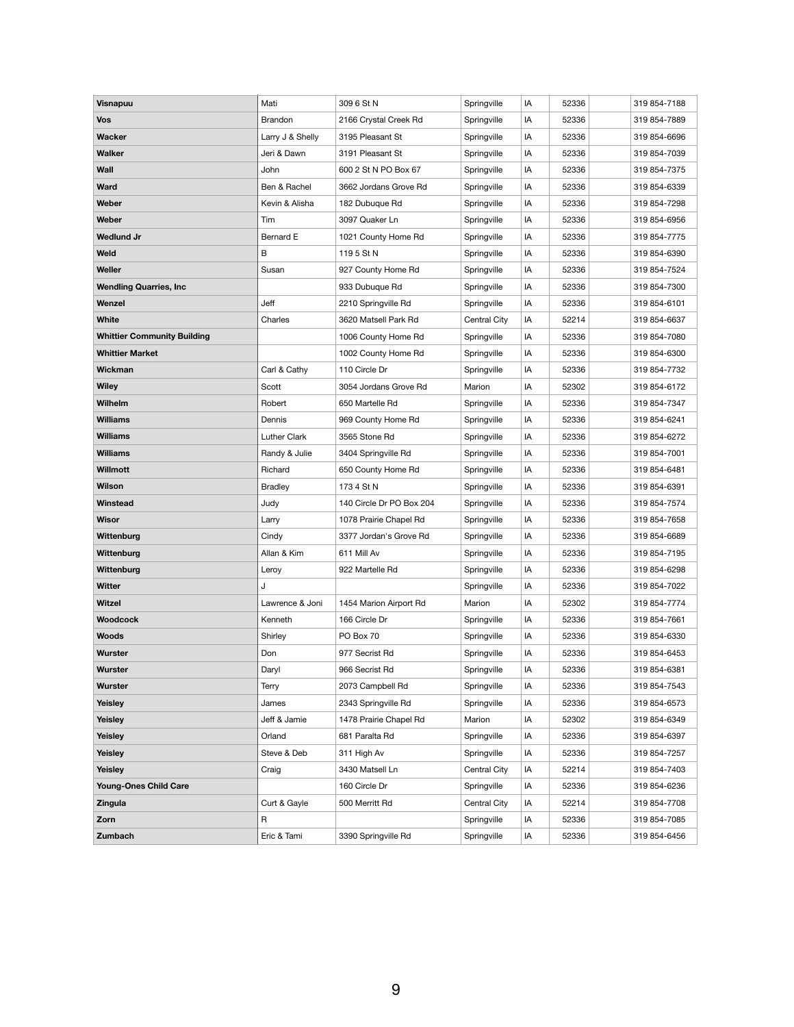| | | | | | | | |
|---|---|---|---|---|---|---|---|
| **Visnapuu** | Mati | 309 6 St N | Springville | IA | 52336 | | 319 854-7188 |
| **Vos** | Brandon | 2166 Crystal Creek Rd | Springville | IA | 52336 | | 319 854-7889 |
| **Wacker** | Larry J & Shelly | 3195 Pleasant St | Springville | IA | 52336 | | 319 854-6696 |
| **Walker** | Jeri & Dawn | 3191 Pleasant St | Springville | IA | 52336 | | 319 854-7039 |
| **Wall** | John | 600 2 St N PO Box 67 | Springville | IA | 52336 | | 319 854-7375 |
| **Ward** | Ben & Rachel | 3662 Jordans Grove Rd | Springville | IA | 52336 | | 319 854-6339 |
| **Weber** | Kevin & Alisha | 182 Dubuque Rd | Springville | IA | 52336 | | 319 854-7298 |
| **Weber** | Tim | 3097 Quaker Ln | Springville | IA | 52336 | | 319 854-6956 |
| **Wedlund Jr** | Bernard E | 1021 County Home Rd | Springville | IA | 52336 | | 319 854-7775 |
| **Weld** | B | 119 5 St N | Springville | IA | 52336 | | 319 854-6390 |
| **Weller** | Susan | 927 County Home Rd | Springville | IA | 52336 | | 319 854-7524 |
| **Wendling Quarries, Inc** | | 933 Dubuque Rd | Springville | IA | 52336 | | 319 854-7300 |
| **Wenzel** | Jeff | 2210 Springville Rd | Springville | IA | 52336 | | 319 854-6101 |
| **White** | Charles | 3620 Matsell Park Rd | Central City | IA | 52214 | | 319 854-6637 |
| **Whittier Community Building** | | 1006 County Home Rd | Springville | IA | 52336 | | 319 854-7080 |
| **Whittier Market** | | 1002 County Home Rd | Springville | IA | 52336 | | 319 854-6300 |
| **Wickman** | Carl & Cathy | 110 Circle Dr | Springville | IA | 52336 | | 319 854-7732 |
| **Wiley** | Scott | 3054 Jordans Grove Rd | Marion | IA | 52302 | | 319 854-6172 |
| **Wilhelm** | Robert | 650 Martelle Rd | Springville | IA | 52336 | | 319 854-7347 |
| **Williams** | Dennis | 969 County Home Rd | Springville | IA | 52336 | | 319 854-6241 |
| **Williams** | Luther Clark | 3565 Stone Rd | Springville | IA | 52336 | | 319 854-6272 |
| **Williams** | Randy & Julie | 3404 Springville Rd | Springville | IA | 52336 | | 319 854-7001 |
| **Willmott** | Richard | 650 County Home Rd | Springville | IA | 52336 | | 319 854-6481 |
| **Wilson** | Bradley | 173 4 St N | Springville | IA | 52336 | | 319 854-6391 |
| **Winstead** | Judy | 140 Circle Dr PO Box 204 | Springville | IA | 52336 | | 319 854-7574 |
| **Wisor** | Larry | 1078 Prairie Chapel Rd | Springville | IA | 52336 | | 319 854-7658 |
| **Wittenburg** | Cindy | 3377 Jordan's Grove Rd | Springville | IA | 52336 | | 319 854-6689 |
| **Wittenburg** | Allan & Kim | 611 Mill Av | Springville | IA | 52336 | | 319 854-7195 |
| **Wittenburg** | Leroy | 922 Martelle Rd | Springville | IA | 52336 | | 319 854-6298 |
| **Witter** | J | | Springville | IA | 52336 | | 319 854-7022 |
| **Witzel** | Lawrence & Joni | 1454 Marion Airport Rd | Marion | IA | 52302 | | 319 854-7774 |
| **Woodcock** | Kenneth | 166 Circle Dr | Springville | IA | 52336 | | 319 854-7661 |
| **Woods** | Shirley | PO Box 70 | Springville | IA | 52336 | | 319 854-6330 |
| **Wurster** | Don | 977 Secrist Rd | Springville | IA | 52336 | | 319 854-6453 |
| **Wurster** | Daryl | 966 Secrist Rd | Springville | IA | 52336 | | 319 854-6381 |
| **Wurster** | Terry | 2073 Campbell Rd | Springville | IA | 52336 | | 319 854-7543 |
| **Yeisley** | James | 2343 Springville Rd | Springville | IA | 52336 | | 319 854-6573 |
| **Yeisley** | Jeff & Jamie | 1478 Prairie Chapel Rd | Marion | IA | 52302 | | 319 854-6349 |
| **Yeisley** | Orland | 681 Paralta Rd | Springville | IA | 52336 | | 319 854-6397 |
| **Yeisley** | Steve & Deb | 311 High Av | Springville | IA | 52336 | | 319 854-7257 |
| **Yeisley** | Craig | 3430 Matsell Ln | Central City | IA | 52214 | | 319 854-7403 |
| **Young-Ones Child Care** | | 160 Circle Dr | Springville | IA | 52336 | | 319 854-6236 |
| **Zingula** | Curt & Gayle | 500 Merritt Rd | Central City | IA | 52214 | | 319 854-7708 |
| **Zorn** | R | | Springville | IA | 52336 | | 319 854-7085 |
| **Zumbach** | Eric & Tami | 3390 Springville Rd | Springville | IA | 52336 | | 319 854-6456 |